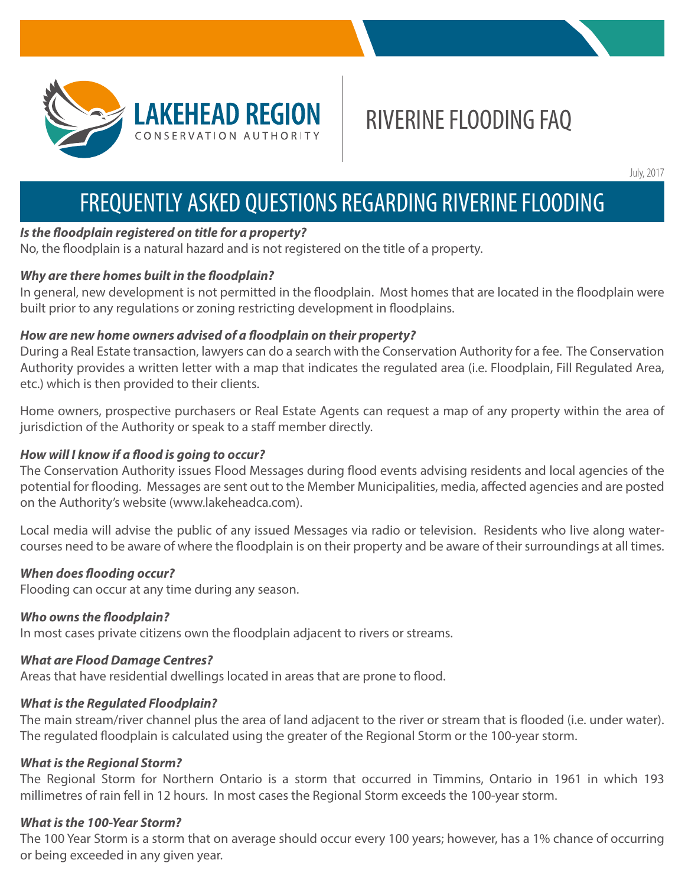**LAKEHEAD REGION**
CONSERVATION AUTHORITY

# RIVERINE FLOODING FAQ

July, 2017

## FREQUENTLY ASKED QUESTIONS REGARDING RIVERINE FLOODING

***Is the floodplain registered on title for a property?***
No, the floodplain is a natural hazard and is not registered on the title of a property.

***Why are there homes built in the floodplain?***
In general, new development is not permitted in the floodplain. Most homes that are located in the floodplain were built prior to any regulations or zoning restricting development in floodplains.

***How are new home owners advised of a floodplain on their property?***
During a Real Estate transaction, lawyers can do a search with the Conservation Authority for a fee. The Conservation Authority provides a written letter with a map that indicates the regulated area (i.e. Floodplain, Fill Regulated Area, etc.) which is then provided to their clients.

Home owners, prospective purchasers or Real Estate Agents can request a map of any property within the area of jurisdiction of the Authority or speak to a staff member directly.

***How will I know if a flood is going to occur?***
The Conservation Authority issues Flood Messages during flood events advising residents and local agencies of the potential for flooding. Messages are sent out to the Member Municipalities, media, affected agencies and are posted on the Authority's website (www.lakeheadca.com).

Local media will advise the public of any issued Messages via radio or television. Residents who live along watercourses need to be aware of where the floodplain is on their property and be aware of their surroundings at all times.

***When does flooding occur?***
Flooding can occur at any time during any season.

***Who owns the floodplain?***
In most cases private citizens own the floodplain adjacent to rivers or streams.

***What are Flood Damage Centres?***
Areas that have residential dwellings located in areas that are prone to flood.

***What is the Regulated Floodplain?***
The main stream/river channel plus the area of land adjacent to the river or stream that is flooded (i.e. under water). The regulated floodplain is calculated using the greater of the Regional Storm or the 100-year storm.

***What is the Regional Storm?***
The Regional Storm for Northern Ontario is a storm that occurred in Timmins, Ontario in 1961 in which 193 millimetres of rain fell in 12 hours. In most cases the Regional Storm exceeds the 100-year storm.

***What is the 100-Year Storm?***
The 100 Year Storm is a storm that on average should occur every 100 years; however, has a 1% chance of occurring or being exceeded in any given year.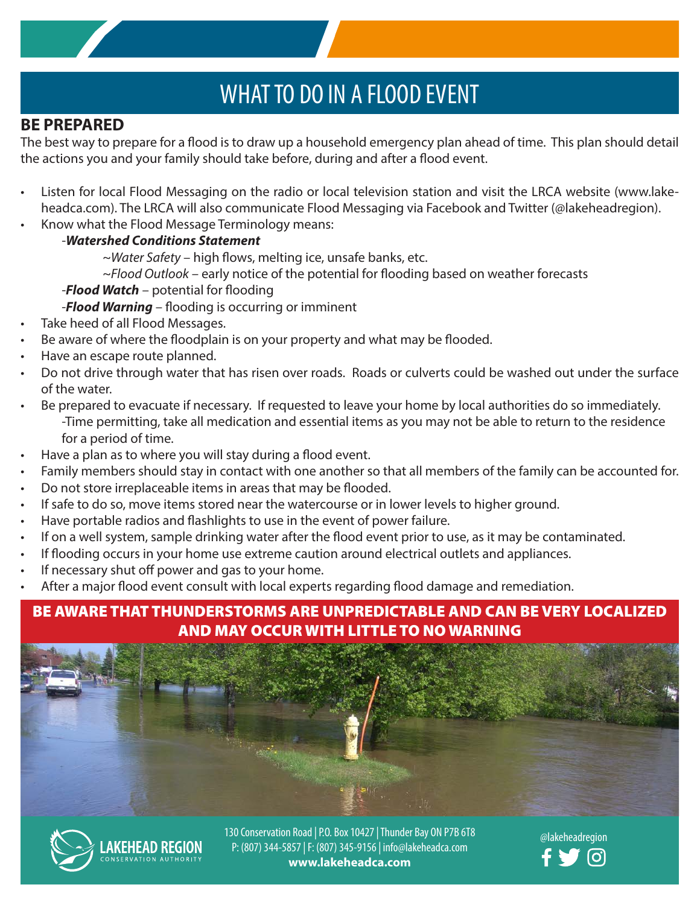# WHAT TO DO IN A FLOOD EVENT

## BE PREPARED

The best way to prepare for a flood is to draw up a household emergency plan ahead of time. This plan should detail the actions you and your family should take before, during and after a flood event.

- Listen for local Flood Messaging on the radio or local television station and visit the LRCA website (www.lakeheadca.com). The LRCA will also communicate Flood Messaging via Facebook and Twitter (@lakeheadregion).
- Know what the Flood Message Terminology means:
  - -***Watershed Conditions Statement***
    - ~*Water Safety* – high flows, melting ice, unsafe banks, etc.
    - ~*Flood Outlook* – early notice of the potential for flooding based on weather forecasts
  - -***Flood Watch*** – potential for flooding
  - -***Flood Warning*** – flooding is occurring or imminent
- Take heed of all Flood Messages.
- Be aware of where the floodplain is on your property and what may be flooded.
- Have an escape route planned.
- Do not drive through water that has risen over roads. Roads or culverts could be washed out under the surface of the water.
- Be prepared to evacuate if necessary. If requested to leave your home by local authorities do so immediately.
  - -Time permitting, take all medication and essential items as you may not be able to return to the residence for a period of time.
- Have a plan as to where you will stay during a flood event.
- Family members should stay in contact with one another so that all members of the family can be accounted for.
- Do not store irreplaceable items in areas that may be flooded.
- If safe to do so, move items stored near the watercourse or in lower levels to higher ground.
- Have portable radios and flashlights to use in the event of power failure.
- If on a well system, sample drinking water after the flood event prior to use, as it may be contaminated.
- If flooding occurs in your home use extreme caution around electrical outlets and appliances.
- If necessary shut off power and gas to your home.
- After a major flood event consult with local experts regarding flood damage and remediation.

**BE AWARE THAT THUNDERSTORMS ARE UNPREDICTABLE AND CAN BE VERY LOCALIZED AND MAY OCCUR WITH LITTLE TO NO WARNING**

LAKEHEAD REGION CONSERVATION AUTHORITY

130 Conservation Road | P.O. Box 10427 | Thunder Bay ON P7B 6T8
P: (807) 344-5857 | F: (807) 345-9156 | info@lakeheadca.com
**www.lakeheadca.com**

@lakeheadregion